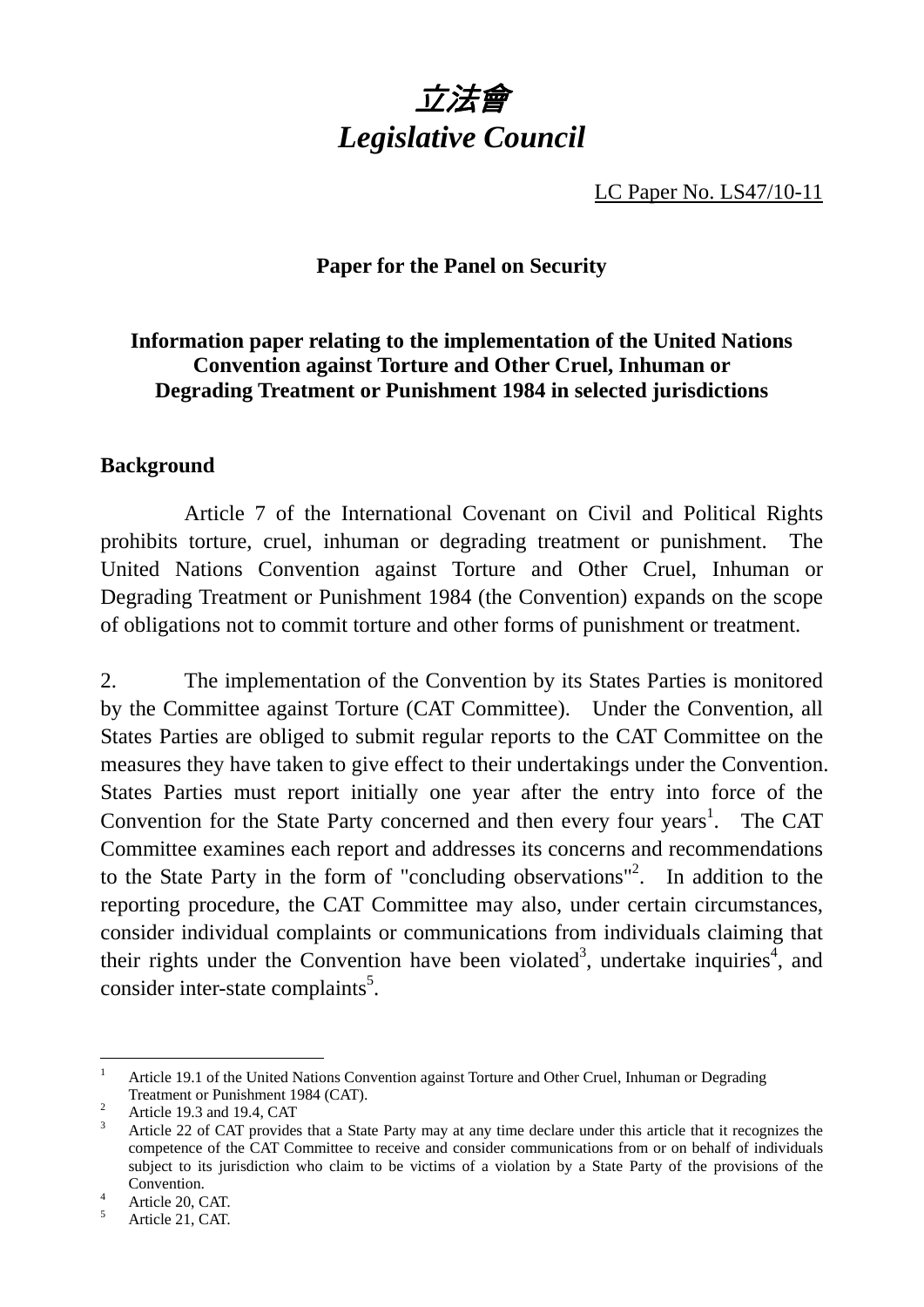# *立法會*
# *Legislative Council*

LC Paper No. LS47/10-11

**Paper for the Panel on Security**

**Information paper relating to the implementation of the United Nations Convention against Torture and Other Cruel, Inhuman or Degrading Treatment or Punishment 1984 in selected jurisdictions**

**Background**

Article 7 of the International Covenant on Civil and Political Rights prohibits torture, cruel, inhuman or degrading treatment or punishment. The United Nations Convention against Torture and Other Cruel, Inhuman or Degrading Treatment or Punishment 1984 (the Convention) expands on the scope of obligations not to commit torture and other forms of punishment or treatment.

2. The implementation of the Convention by its States Parties is monitored by the Committee against Torture (CAT Committee). Under the Convention, all States Parties are obliged to submit regular reports to the CAT Committee on the measures they have taken to give effect to their undertakings under the Convention. States Parties must report initially one year after the entry into force of the Convention for the State Party concerned and then every four years[1]. The CAT Committee examines each report and addresses its concerns and recommendations to the State Party in the form of "concluding observations"[2]. In addition to the reporting procedure, the CAT Committee may also, under certain circumstances, consider individual complaints or communications from individuals claiming that their rights under the Convention have been violated[3], undertake inquiries[4], and consider inter-state complaints[5].

---

[1] Article 19.1 of the United Nations Convention against Torture and Other Cruel, Inhuman or Degrading Treatment or Punishment 1984 (CAT).

[2] Article 19.3 and 19.4, CAT

[3] Article 22 of CAT provides that a State Party may at any time declare under this article that it recognizes the competence of the CAT Committee to receive and consider communications from or on behalf of individuals subject to its jurisdiction who claim to be victims of a violation by a State Party of the provisions of the Convention.

[4] Article 20, CAT.

[5] Article 21, CAT.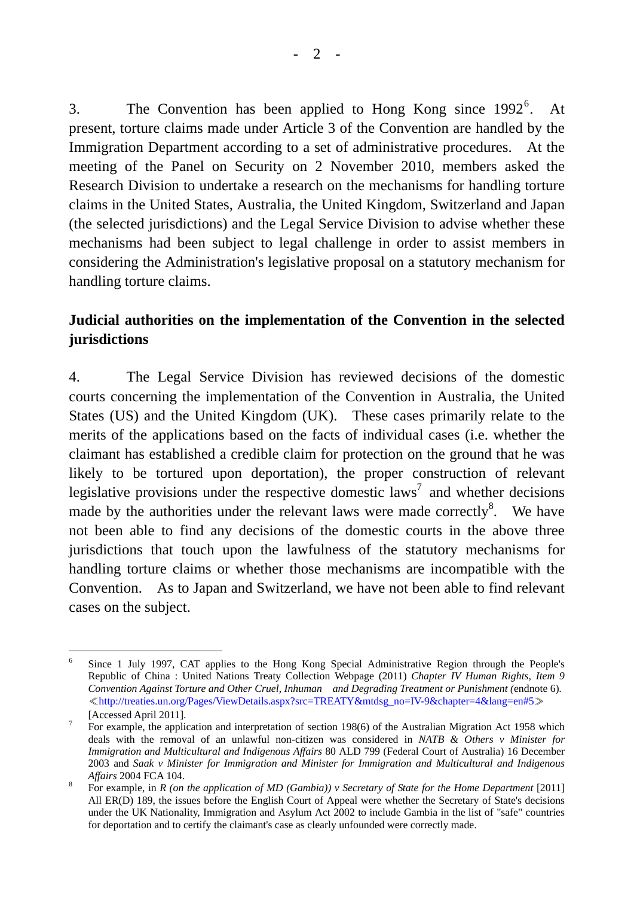3. The Convention has been applied to Hong Kong since 1992[6]. At present, torture claims made under Article 3 of the Convention are handled by the Immigration Department according to a set of administrative procedures. At the meeting of the Panel on Security on 2 November 2010, members asked the Research Division to undertake a research on the mechanisms for handling torture claims in the United States, Australia, the United Kingdom, Switzerland and Japan (the selected jurisdictions) and the Legal Service Division to advise whether these mechanisms had been subject to legal challenge in order to assist members in considering the Administration's legislative proposal on a statutory mechanism for handling torture claims.

## Judicial authorities on the implementation of the Convention in the selected jurisdictions

4. The Legal Service Division has reviewed decisions of the domestic courts concerning the implementation of the Convention in Australia, the United States (US) and the United Kingdom (UK). These cases primarily relate to the merits of the applications based on the facts of individual cases (i.e. whether the claimant has established a credible claim for protection on the ground that he was likely to be tortured upon deportation), the proper construction of relevant legislative provisions under the respective domestic laws[7] and whether decisions made by the authorities under the relevant laws were made correctly[8]. We have not been able to find any decisions of the domestic courts in the above three jurisdictions that touch upon the lawfulness of the statutory mechanisms for handling torture claims or whether those mechanisms are incompatible with the Convention. As to Japan and Switzerland, we have not been able to find relevant cases on the subject.

---

[6] Since 1 July 1997, CAT applies to the Hong Kong Special Administrative Region through the People's Republic of China : United Nations Treaty Collection Webpage (2011) *Chapter IV Human Rights, Item 9 Convention Against Torture and Other Cruel, Inhuman and Degrading Treatment or Punishment (*endnote 6). ≪http://treaties.un.org/Pages/ViewDetails.aspx?src=TREATY&mtdsg_no=IV-9&chapter=4&lang=en#5≫ [Accessed April 2011].

[7] For example, the application and interpretation of section 198(6) of the Australian Migration Act 1958 which deals with the removal of an unlawful non-citizen was considered in *NATB & Others v Minister for Immigration and Multicultural and Indigenous Affairs* 80 ALD 799 (Federal Court of Australia) 16 December 2003 and *Saak v Minister for Immigration and Minister for Immigration and Multicultural and Indigenous Affairs* 2004 FCA 104.

[8] For example, in *R (on the application of MD (Gambia)) v Secretary of State for the Home Department* [2011] All ER(D) 189, the issues before the English Court of Appeal were whether the Secretary of State's decisions under the UK Nationality, Immigration and Asylum Act 2002 to include Gambia in the list of "safe" countries for deportation and to certify the claimant's case as clearly unfounded were correctly made.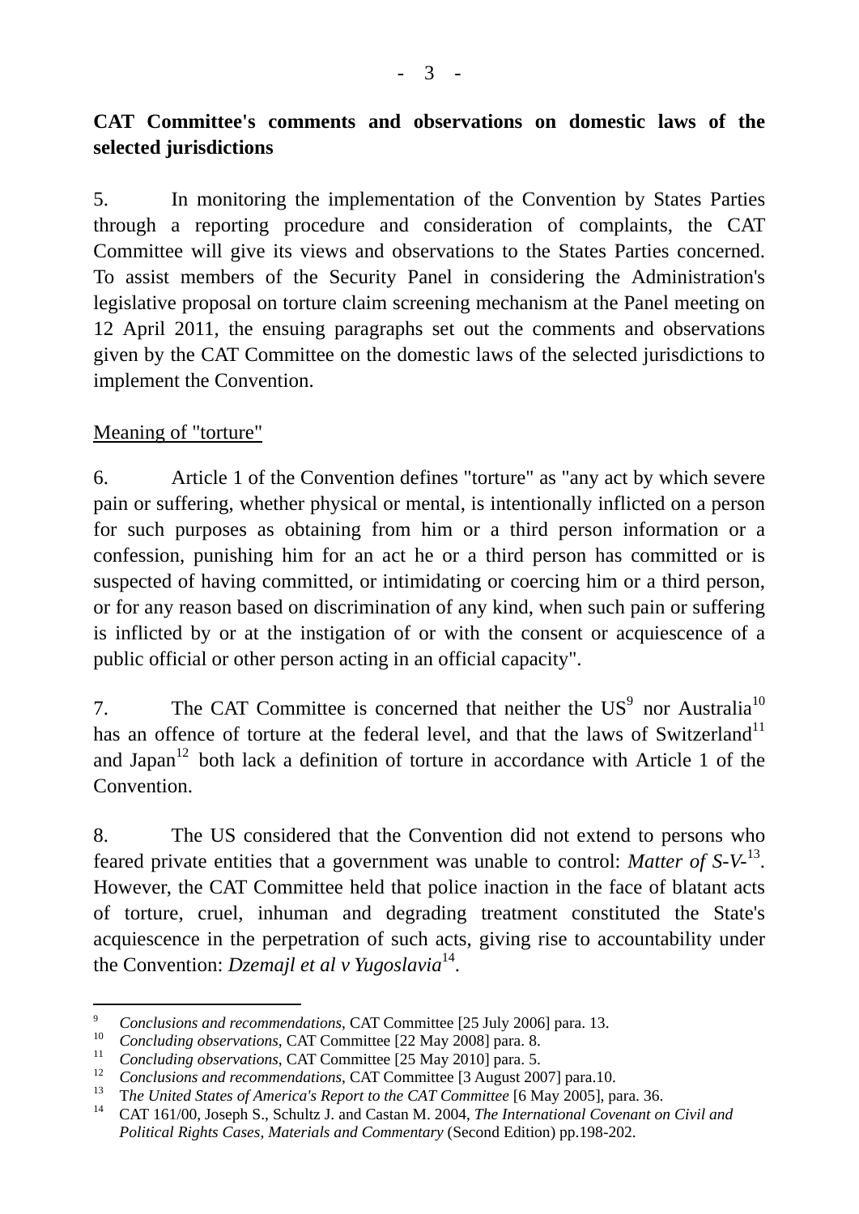**CAT Committee's comments and observations on domestic laws of the selected jurisdictions**

5. In monitoring the implementation of the Convention by States Parties through a reporting procedure and consideration of complaints, the CAT Committee will give its views and observations to the States Parties concerned. To assist members of the Security Panel in considering the Administration's legislative proposal on torture claim screening mechanism at the Panel meeting on 12 April 2011, the ensuing paragraphs set out the comments and observations given by the CAT Committee on the domestic laws of the selected jurisdictions to implement the Convention.

Meaning of "torture"

6. Article 1 of the Convention defines "torture" as "any act by which severe pain or suffering, whether physical or mental, is intentionally inflicted on a person for such purposes as obtaining from him or a third person information or a confession, punishing him for an act he or a third person has committed or is suspected of having committed, or intimidating or coercing him or a third person, or for any reason based on discrimination of any kind, when such pain or suffering is inflicted by or at the instigation of or with the consent or acquiescence of a public official or other person acting in an official capacity".

7. The CAT Committee is concerned that neither the US[9] nor Australia[10] has an offence of torture at the federal level, and that the laws of Switzerland[11] and Japan[12] both lack a definition of torture in accordance with Article 1 of the Convention.

8. The US considered that the Convention did not extend to persons who feared private entities that a government was unable to control: *Matter of S-V-*[13]. However, the CAT Committee held that police inaction in the face of blatant acts of torture, cruel, inhuman and degrading treatment constituted the State's acquiescence in the perpetration of such acts, giving rise to accountability under the Convention: *Dzemajl et al v Yugoslavia*[14].

---

[9] *Conclusions and recommendations*, CAT Committee [25 July 2006] para. 13.

[10] *Concluding observations*, CAT Committee [22 May 2008] para. 8.

[11] *Concluding observations*, CAT Committee [25 May 2010] para. 5.

[12] *Conclusions and recommendations*, CAT Committee [3 August 2007] para.10.

[13] T*he United States of America's Report to the CAT Committee* [6 May 2005], para. 36.

[14] CAT 161/00, Joseph S., Schultz J. and Castan M. 2004, *The International Covenant on Civil and Political Rights Cases, Materials and Commentary* (Second Edition) pp.198-202.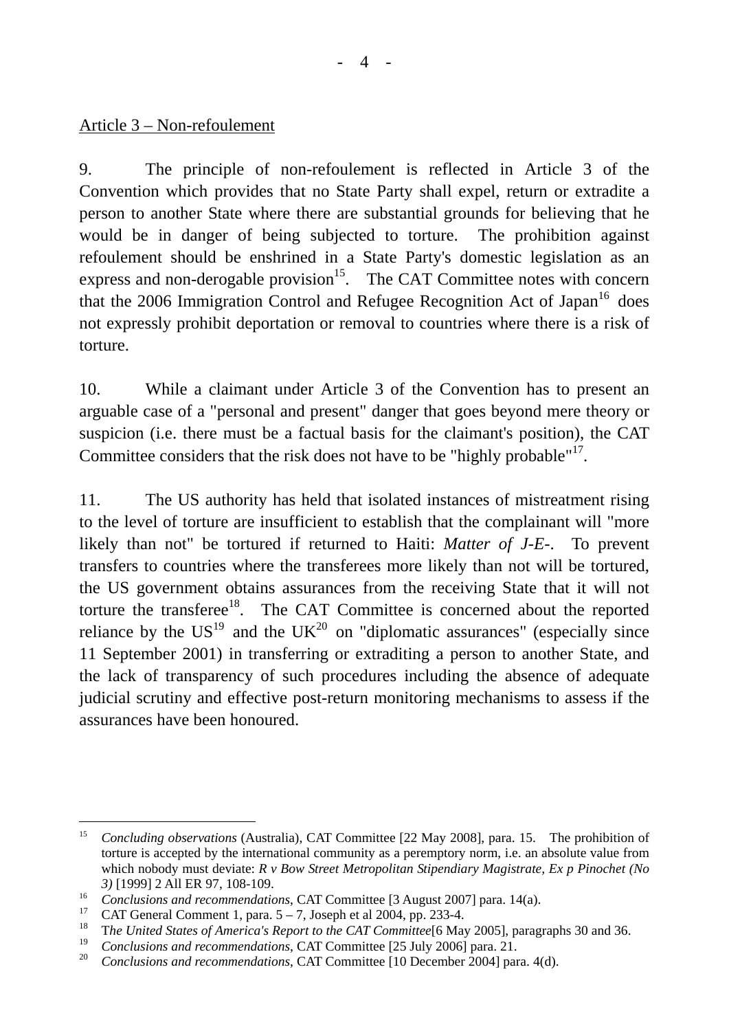Article 3 – Non-refoulement

9. The principle of non-refoulement is reflected in Article 3 of the Convention which provides that no State Party shall expel, return or extradite a person to another State where there are substantial grounds for believing that he would be in danger of being subjected to torture. The prohibition against refoulement should be enshrined in a State Party's domestic legislation as an express and non-derogable provision[15]. The CAT Committee notes with concern that the 2006 Immigration Control and Refugee Recognition Act of Japan[16] does not expressly prohibit deportation or removal to countries where there is a risk of torture.

10. While a claimant under Article 3 of the Convention has to present an arguable case of a "personal and present" danger that goes beyond mere theory or suspicion (i.e. there must be a factual basis for the claimant's position), the CAT Committee considers that the risk does not have to be "highly probable"[17].

11. The US authority has held that isolated instances of mistreatment rising to the level of torture are insufficient to establish that the complainant will "more likely than not" be tortured if returned to Haiti: *Matter of J-E-*. To prevent transfers to countries where the transferees more likely than not will be tortured, the US government obtains assurances from the receiving State that it will not torture the transferee[18]. The CAT Committee is concerned about the reported reliance by the US[19] and the UK[20] on "diplomatic assurances" (especially since 11 September 2001) in transferring or extraditing a person to another State, and the lack of transparency of such procedures including the absence of adequate judicial scrutiny and effective post-return monitoring mechanisms to assess if the assurances have been honoured.

---

[15] *Concluding observations* (Australia), CAT Committee [22 May 2008], para. 15. The prohibition of torture is accepted by the international community as a peremptory norm, i.e. an absolute value from which nobody must deviate: *R v Bow Street Metropolitan Stipendiary Magistrate, Ex p Pinochet (No 3)* [1999] 2 All ER 97, 108-109.

[16] *Conclusions and recommendations*, CAT Committee [3 August 2007] para. 14(a).

[17] CAT General Comment 1, para. 5 – 7, Joseph et al 2004, pp. 233-4.

[18] T*he United States of America's Report to the CAT Committee*[6 May 2005], paragraphs 30 and 36.

[19] *Conclusions and recommendations*, CAT Committee [25 July 2006] para. 21.

[20] *Conclusions and recommendations*, CAT Committee [10 December 2004] para. 4(d).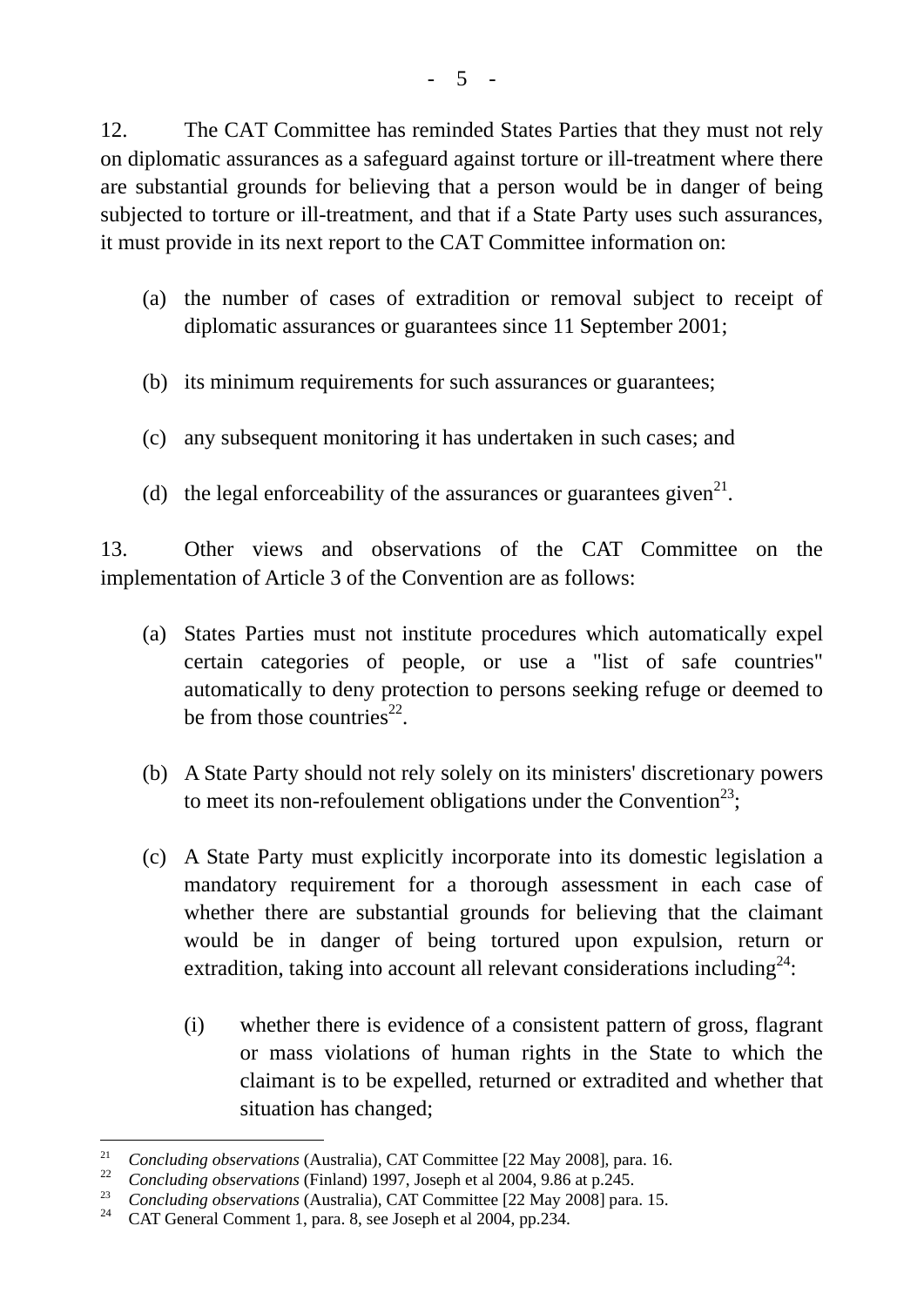12. The CAT Committee has reminded States Parties that they must not rely on diplomatic assurances as a safeguard against torture or ill-treatment where there are substantial grounds for believing that a person would be in danger of being subjected to torture or ill-treatment, and that if a State Party uses such assurances, it must provide in its next report to the CAT Committee information on:

(a) the number of cases of extradition or removal subject to receipt of diplomatic assurances or guarantees since 11 September 2001;

(b) its minimum requirements for such assurances or guarantees;

(c) any subsequent monitoring it has undertaken in such cases; and

(d) the legal enforceability of the assurances or guarantees given[21].

13. Other views and observations of the CAT Committee on the implementation of Article 3 of the Convention are as follows:

(a) States Parties must not institute procedures which automatically expel certain categories of people, or use a "list of safe countries" automatically to deny protection to persons seeking refuge or deemed to be from those countries[22].

(b) A State Party should not rely solely on its ministers' discretionary powers to meet its non-refoulement obligations under the Convention[23];

(c) A State Party must explicitly incorporate into its domestic legislation a mandatory requirement for a thorough assessment in each case of whether there are substantial grounds for believing that the claimant would be in danger of being tortured upon expulsion, return or extradition, taking into account all relevant considerations including[24]:

  (i) whether there is evidence of a consistent pattern of gross, flagrant or mass violations of human rights in the State to which the claimant is to be expelled, returned or extradited and whether that situation has changed;

---

[21] *Concluding observations* (Australia), CAT Committee [22 May 2008], para. 16.

[22] *Concluding observations* (Finland) 1997, Joseph et al 2004, 9.86 at p.245.

[23] *Concluding observations* (Australia), CAT Committee [22 May 2008] para. 15.

[24] CAT General Comment 1, para. 8, see Joseph et al 2004, pp.234.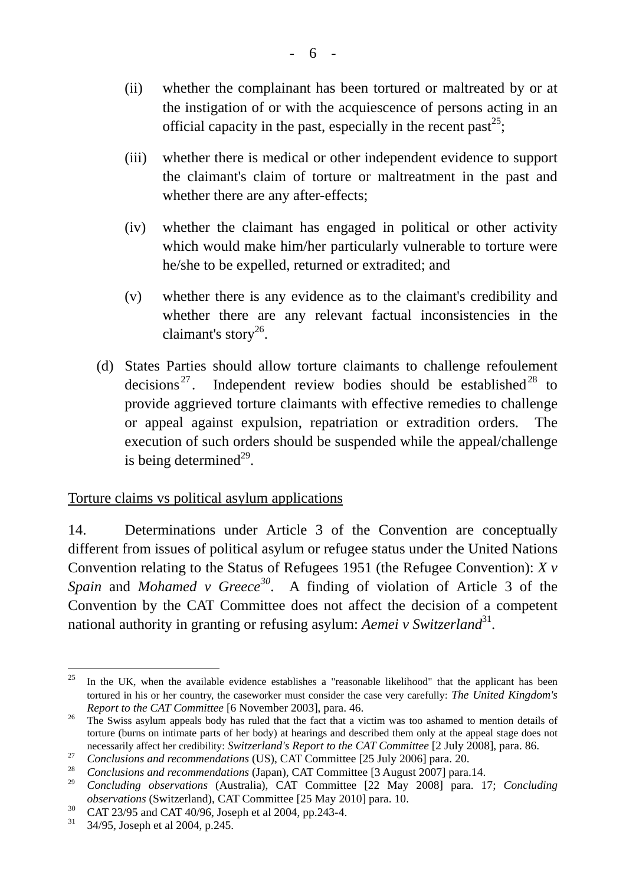(ii) whether the complainant has been tortured or maltreated by or at the instigation of or with the acquiescence of persons acting in an official capacity in the past, especially in the recent past[25];

(iii) whether there is medical or other independent evidence to support the claimant's claim of torture or maltreatment in the past and whether there are any after-effects;

(iv) whether the claimant has engaged in political or other activity which would make him/her particularly vulnerable to torture were he/she to be expelled, returned or extradited; and

(v) whether there is any evidence as to the claimant's credibility and whether there are any relevant factual inconsistencies in the claimant's story[26].

(d) States Parties should allow torture claimants to challenge refoulement decisions[27]. Independent review bodies should be established[28] to provide aggrieved torture claimants with effective remedies to challenge or appeal against expulsion, repatriation or extradition orders. The execution of such orders should be suspended while the appeal/challenge is being determined[29].

<u>Torture claims vs political asylum applications</u>

14. Determinations under Article 3 of the Convention are conceptually different from issues of political asylum or refugee status under the United Nations Convention relating to the Status of Refugees 1951 (the Refugee Convention): *X v Spain* and *Mohamed v Greece*[30]. A finding of violation of Article 3 of the Convention by the CAT Committee does not affect the decision of a competent national authority in granting or refusing asylum: *Aemei v Switzerland*[31].

---

[25] In the UK, when the available evidence establishes a "reasonable likelihood" that the applicant has been tortured in his or her country, the caseworker must consider the case very carefully: *The United Kingdom's Report to the CAT Committee* [6 November 2003], para. 46.

[26] The Swiss asylum appeals body has ruled that the fact that a victim was too ashamed to mention details of torture (burns on intimate parts of her body) at hearings and described them only at the appeal stage does not necessarily affect her credibility: *Switzerland's Report to the CAT Committee* [2 July 2008], para. 86.

[27] *Conclusions and recommendations* (US), CAT Committee [25 July 2006] para. 20.

[28] *Conclusions and recommendations* (Japan), CAT Committee [3 August 2007] para.14.

[29] *Concluding observations* (Australia), CAT Committee [22 May 2008] para. 17; *Concluding observations* (Switzerland), CAT Committee [25 May 2010] para. 10.

[30] CAT 23/95 and CAT 40/96, Joseph et al 2004, pp.243-4.

[31] 34/95, Joseph et al 2004, p.245.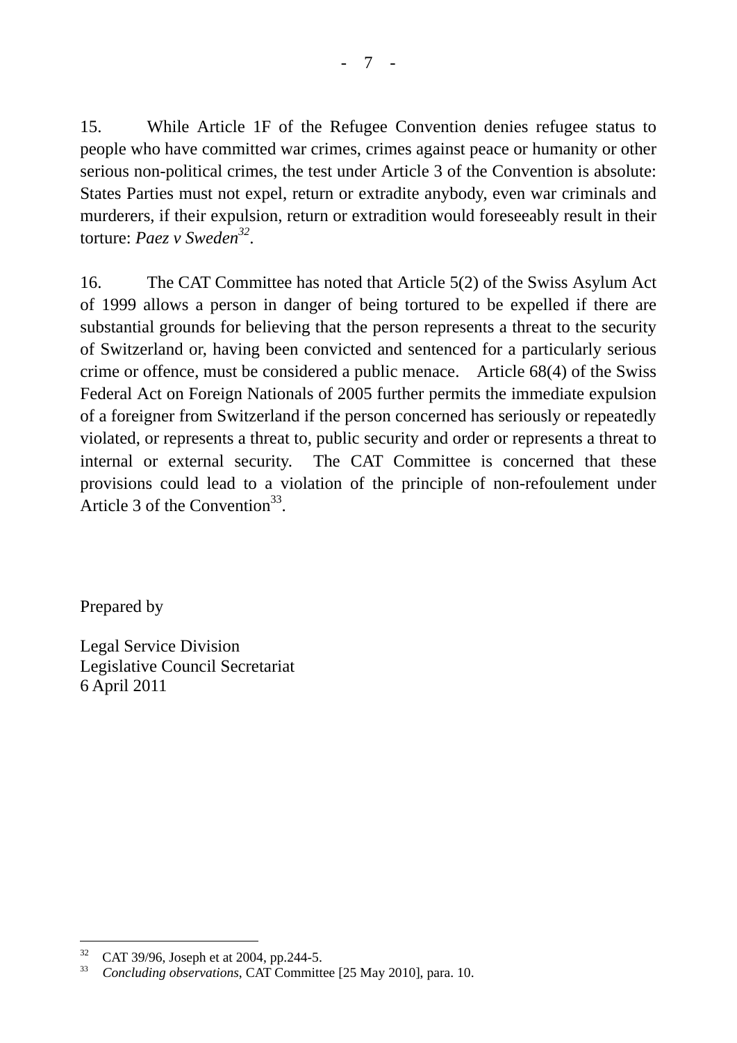15. While Article 1F of the Refugee Convention denies refugee status to people who have committed war crimes, crimes against peace or humanity or other serious non-political crimes, the test under Article 3 of the Convention is absolute: States Parties must not expel, return or extradite anybody, even war criminals and murderers, if their expulsion, return or extradition would foreseeably result in their torture: *Paez v Sweden*[32].

16. The CAT Committee has noted that Article 5(2) of the Swiss Asylum Act of 1999 allows a person in danger of being tortured to be expelled if there are substantial grounds for believing that the person represents a threat to the security of Switzerland or, having been convicted and sentenced for a particularly serious crime or offence, must be considered a public menace. Article 68(4) of the Swiss Federal Act on Foreign Nationals of 2005 further permits the immediate expulsion of a foreigner from Switzerland if the person concerned has seriously or repeatedly violated, or represents a threat to, public security and order or represents a threat to internal or external security. The CAT Committee is concerned that these provisions could lead to a violation of the principle of non-refoulement under Article 3 of the Convention[33].

Prepared by

Legal Service Division
Legislative Council Secretariat
6 April 2011

---

[32] CAT 39/96, Joseph et at 2004, pp.244-5.
[33] *Concluding observations*, CAT Committee [25 May 2010], para. 10.